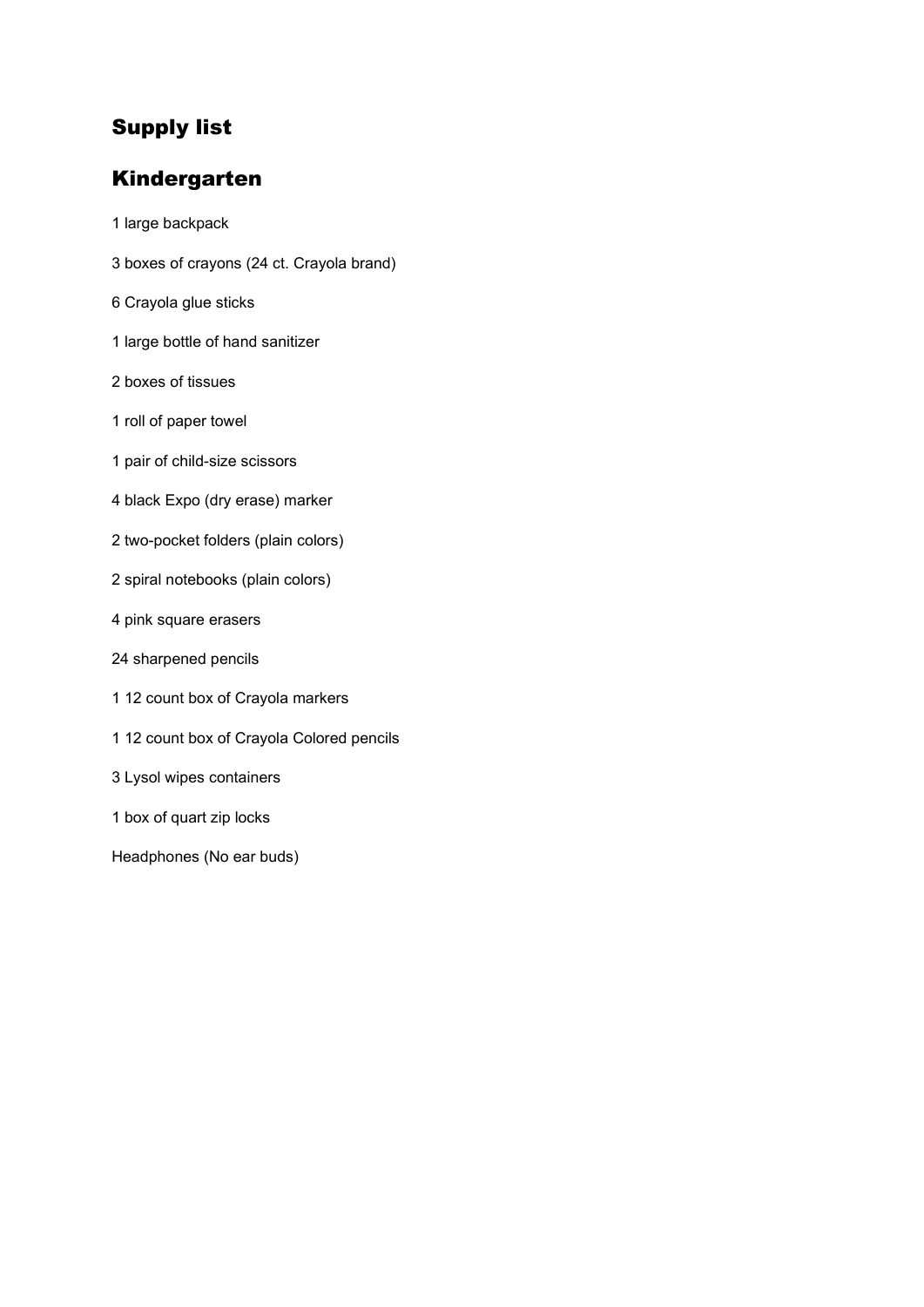## Supply list

## Kindergarten

1 large backpack

3 boxes of crayons (24 ct. Crayola brand)

6 Crayola glue sticks

1 large bottle of hand sanitizer

2 boxes of tissues

1 roll of paper towel

1 pair of child-size scissors

4 black Expo (dry erase) marker

2 two-pocket folders (plain colors)

2 spiral notebooks (plain colors)

4 pink square erasers

24 sharpened pencils

1 12 count box of Crayola markers

1 12 count box of Crayola Colored pencils

3 Lysol wipes containers

1 box of quart zip locks

Headphones (No ear buds)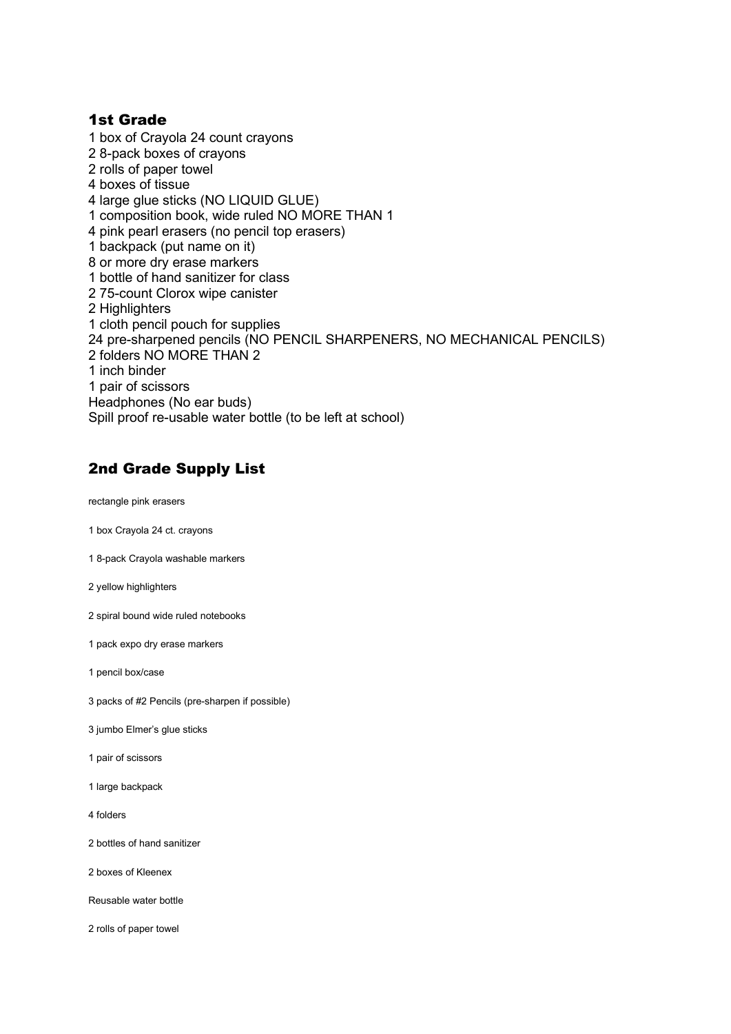## 1st Grade

1 box of Crayola 24 count crayons
2 8-pack boxes of crayons
2 rolls of paper towel
4 boxes of tissue
4 large glue sticks (NO LIQUID GLUE)
1 composition book, wide ruled NO MORE THAN 1
4 pink pearl erasers (no pencil top erasers)
1 backpack (put name on it)
8 or more dry erase markers
1 bottle of hand sanitizer for class
2 75-count Clorox wipe canister
2 Highlighters
1 cloth pencil pouch for supplies
24 pre-sharpened pencils (NO PENCIL SHARPENERS, NO MECHANICAL PENCILS)
2 folders NO MORE THAN 2
1 inch binder
1 pair of scissors
Headphones (No ear buds)
Spill proof re-usable water bottle (to be left at school)

## 2nd Grade Supply List

rectangle pink erasers

1 box Crayola 24 ct. crayons

1 8-pack Crayola washable markers

2 yellow highlighters

2 spiral bound wide ruled notebooks

1 pack expo dry erase markers

1 pencil box/case

3 packs of #2 Pencils (pre-sharpen if possible)

3 jumbo Elmer's glue sticks

1 pair of scissors

1 large backpack

4 folders

2 bottles of hand sanitizer

2 boxes of Kleenex

Reusable water bottle

2 rolls of paper towel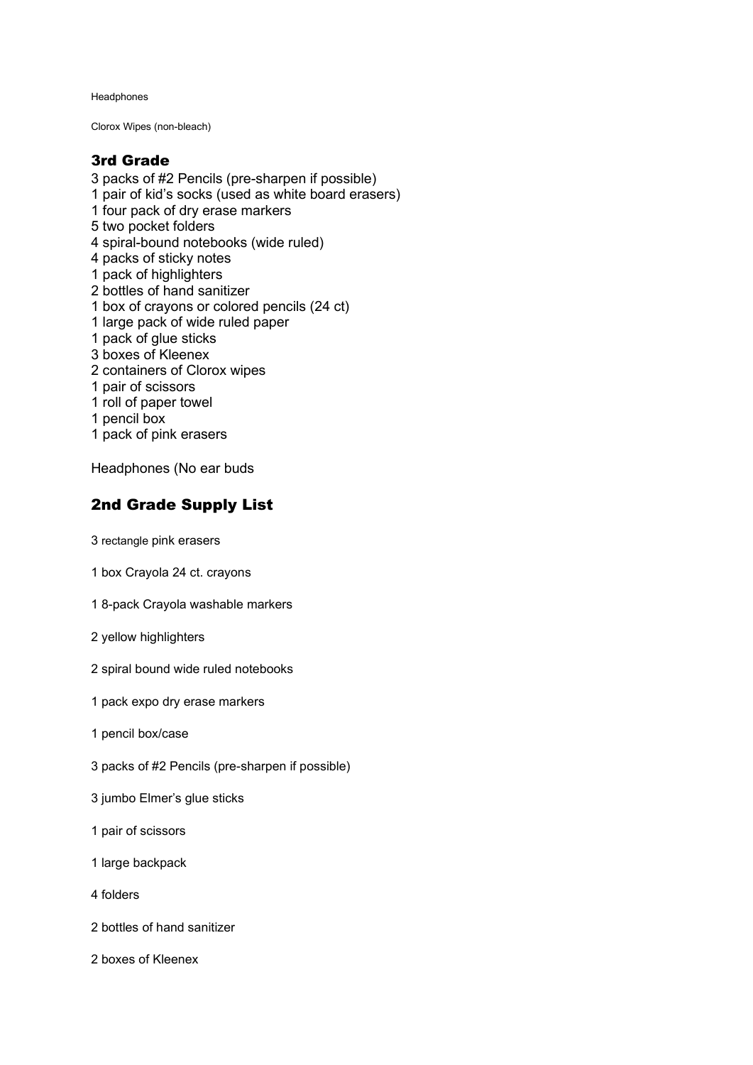Headphones

Clorox Wipes (non-bleach)

## 3rd Grade

3 packs of #2 Pencils (pre-sharpen if possible)
1 pair of kid's socks (used as white board erasers)
1 four pack of dry erase markers
5 two pocket folders
4 spiral-bound notebooks (wide ruled)
4 packs of sticky notes
1 pack of highlighters
2 bottles of hand sanitizer
1 box of crayons or colored pencils (24 ct)
1 large pack of wide ruled paper
1 pack of glue sticks
3 boxes of Kleenex
2 containers of Clorox wipes
1 pair of scissors
1 roll of paper towel
1 pencil box
1 pack of pink erasers

Headphones (No ear buds

## 2nd Grade Supply List

3 rectangle pink erasers

1 box Crayola 24 ct. crayons

1 8-pack Crayola washable markers

2 yellow highlighters

2 spiral bound wide ruled notebooks

1 pack expo dry erase markers

1 pencil box/case

3 packs of #2 Pencils (pre-sharpen if possible)

3 jumbo Elmer's glue sticks

1 pair of scissors

1 large backpack

4 folders

2 bottles of hand sanitizer

2 boxes of Kleenex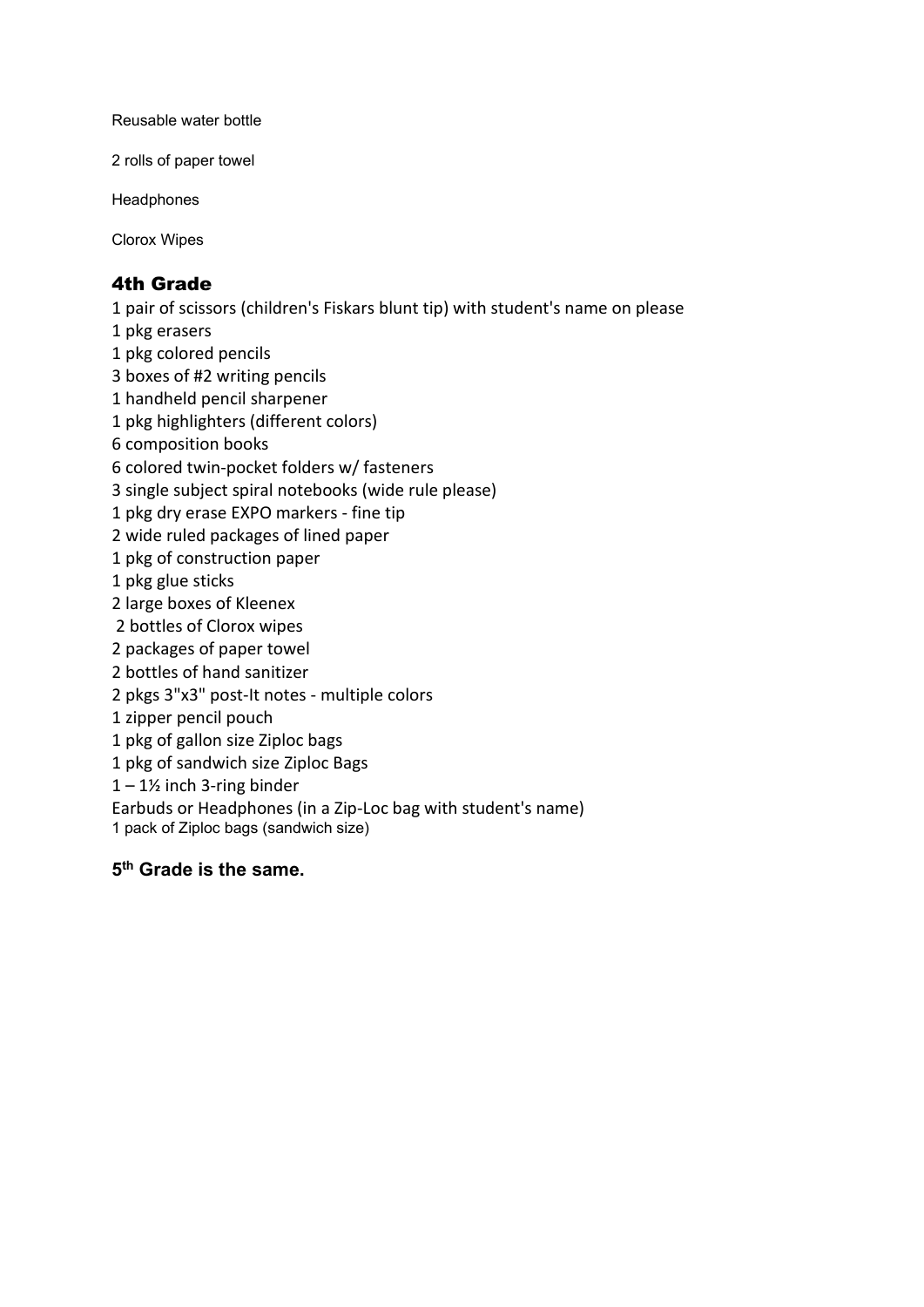Reusable water bottle

2 rolls of paper towel

Headphones

Clorox Wipes

## 4th Grade

1 pair of scissors (children's Fiskars blunt tip) with student's name on please
1 pkg erasers
1 pkg colored pencils
3 boxes of #2 writing pencils
1 handheld pencil sharpener
1 pkg highlighters (different colors)
6 composition books
6 colored twin-pocket folders w/ fasteners
3 single subject spiral notebooks (wide rule please)
1 pkg dry erase EXPO markers - fine tip
2 wide ruled packages of lined paper
1 pkg of construction paper
1 pkg glue sticks
2 large boxes of Kleenex
2 bottles of Clorox wipes
2 packages of paper towel
2 bottles of hand sanitizer
2 pkgs 3"x3" post-It notes - multiple colors
1 zipper pencil pouch
1 pkg of gallon size Ziploc bags
1 pkg of sandwich size Ziploc Bags
1 – 1½ inch 3-ring binder
Earbuds or Headphones (in a Zip-Loc bag with student's name)
1 pack of Ziploc bags (sandwich size)

**5th Grade is the same.**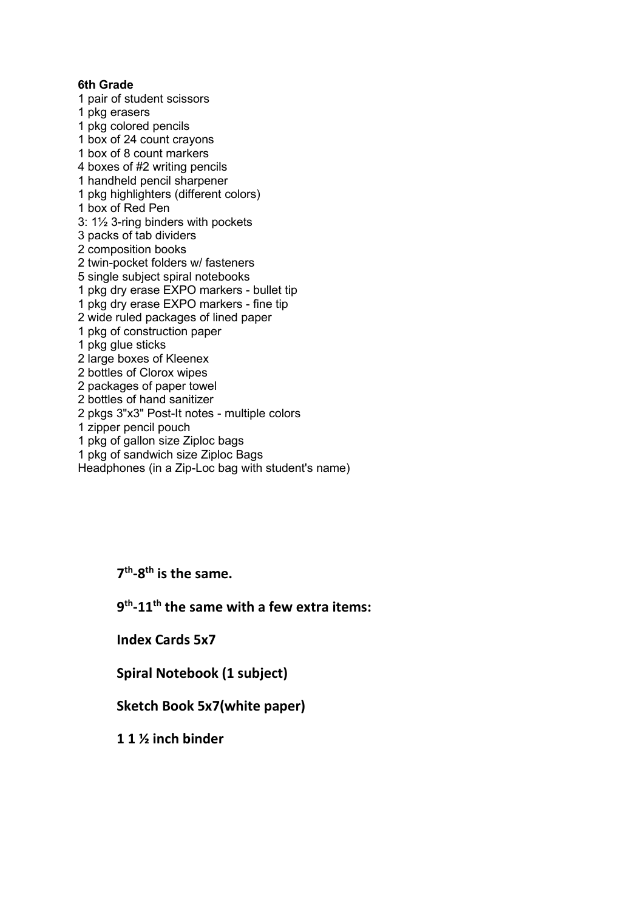**6th Grade**

1 pair of student scissors
1 pkg erasers
1 pkg colored pencils
1 box of 24 count crayons
1 box of 8 count markers
4 boxes of #2 writing pencils
1 handheld pencil sharpener
1 pkg highlighters (different colors)
1 box of Red Pen
3: 1½ 3-ring binders with pockets
3 packs of tab dividers
2 composition books
2 twin-pocket folders w/ fasteners
5 single subject spiral notebooks
1 pkg dry erase EXPO markers - bullet tip
1 pkg dry erase EXPO markers - fine tip
2 wide ruled packages of lined paper
1 pkg of construction paper
1 pkg glue sticks
2 large boxes of Kleenex
2 bottles of Clorox wipes
2 packages of paper towel
2 bottles of hand sanitizer
2 pkgs 3"x3" Post-It notes - multiple colors
1 zipper pencil pouch
1 pkg of gallon size Ziploc bags
1 pkg of sandwich size Ziploc Bags
Headphones (in a Zip-Loc bag with student's name)

**7th-8th is the same.**

**9th-11th the same with a few extra items:**

**Index Cards 5x7**

**Spiral Notebook (1 subject)**

**Sketch Book 5x7(white paper)**

**1 1 ½ inch binder**